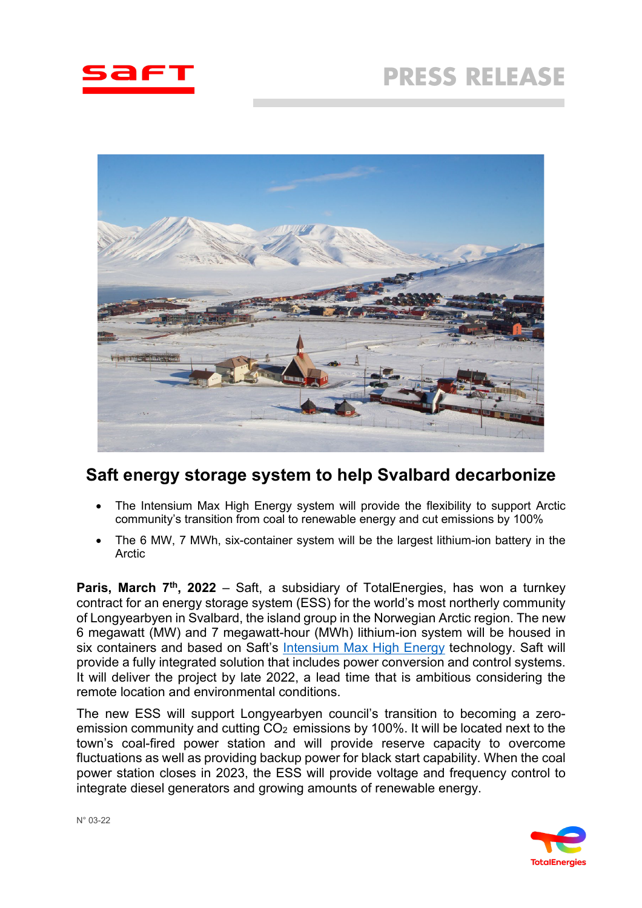PRESS RELEASE

# Saft energy storage system to help Svalbard decarbonize

- The Intensium Max High Energy system will provide the flexibility to support Arctic community's transition from coal to renewable energy and cut emissions by 100%
- The 6 MW, 7 MWh, six-container system will be the largest lithium-ion battery in the Arctic

**Paris, March 7th, 2022** – Saft, a subsidiary of TotalEnergies, has won a turnkey contract for an energy storage system (ESS) for the world's most northerly community of Longyearbyen in Svalbard, the island group in the Norwegian Arctic region. The new 6 megawatt (MW) and 7 megawatt-hour (MWh) lithium-ion system will be housed in six containers and based on Saft's Intensium Max High Energy technology. Saft will provide a fully integrated solution that includes power conversion and control systems. It will deliver the project by late 2022, a lead time that is ambitious considering the remote location and environmental conditions.

The new ESS will support Longyearbyen council's transition to becoming a zero-emission community and cutting $CO_2$ emissions by 100%. It will be located next to the town's coal-fired power station and will provide reserve capacity to overcome fluctuations as well as providing backup power for black start capability. When the coal power station closes in 2023, the ESS will provide voltage and frequency control to integrate diesel generators and growing amounts of renewable energy.

N° 03-22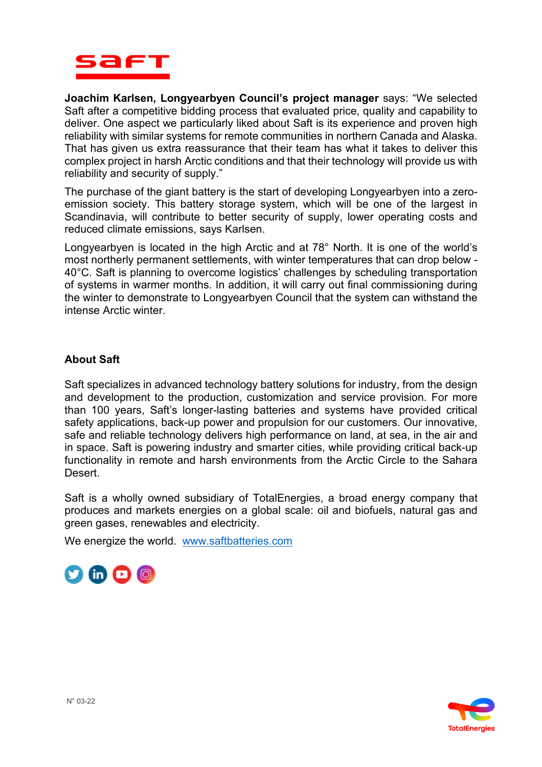**Joachim Karlsen, Longyearbyen Council's project manager** says: "We selected Saft after a competitive bidding process that evaluated price, quality and capability to deliver. One aspect we particularly liked about Saft is its experience and proven high reliability with similar systems for remote communities in northern Canada and Alaska. That has given us extra reassurance that their team has what it takes to deliver this complex project in harsh Arctic conditions and that their technology will provide us with reliability and security of supply."

The purchase of the giant battery is the start of developing Longyearbyen into a zero-emission society. This battery storage system, which will be one of the largest in Scandinavia, will contribute to better security of supply, lower operating costs and reduced climate emissions, says Karlsen.

Longyearbyen is located in the high Arctic and at 78° North. It is one of the world's most northerly permanent settlements, with winter temperatures that can drop below -40°C. Saft is planning to overcome logistics' challenges by scheduling transportation of systems in warmer months. In addition, it will carry out final commissioning during the winter to demonstrate to Longyearbyen Council that the system can withstand the intense Arctic winter.

**About Saft**

Saft specializes in advanced technology battery solutions for industry, from the design and development to the production, customization and service provision. For more than 100 years, Saft's longer-lasting batteries and systems have provided critical safety applications, back-up power and propulsion for our customers. Our innovative, safe and reliable technology delivers high performance on land, at sea, in the air and in space. Saft is powering industry and smarter cities, while providing critical back-up functionality in remote and harsh environments from the Arctic Circle to the Sahara Desert.

Saft is a wholly owned subsidiary of TotalEnergies, a broad energy company that produces and markets energies on a global scale: oil and biofuels, natural gas and green gases, renewables and electricity.

We energize the world. [www.saftbatteries.com](http://www.saftbatteries.com)

N° 03-22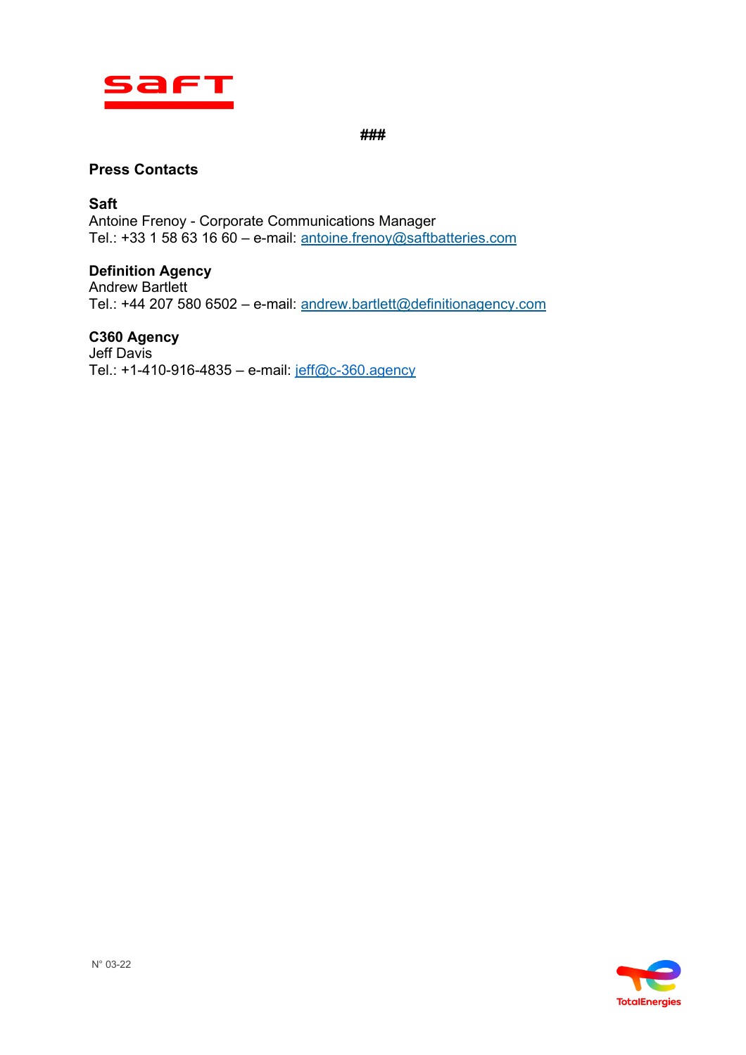###

**Press Contacts**

**Saft**
Antoine Frenoy - Corporate Communications Manager
Tel.: +33 1 58 63 16 60 – e-mail: antoine.frenoy@saftbatteries.com

**Definition Agency**
Andrew Bartlett
Tel.: +44 207 580 6502 – e-mail: andrew.bartlett@definitionagency.com

**C360 Agency**
Jeff Davis
Tel.: +1-410-916-4835 – e-mail: jeff@c-360.agency

N° 03-22